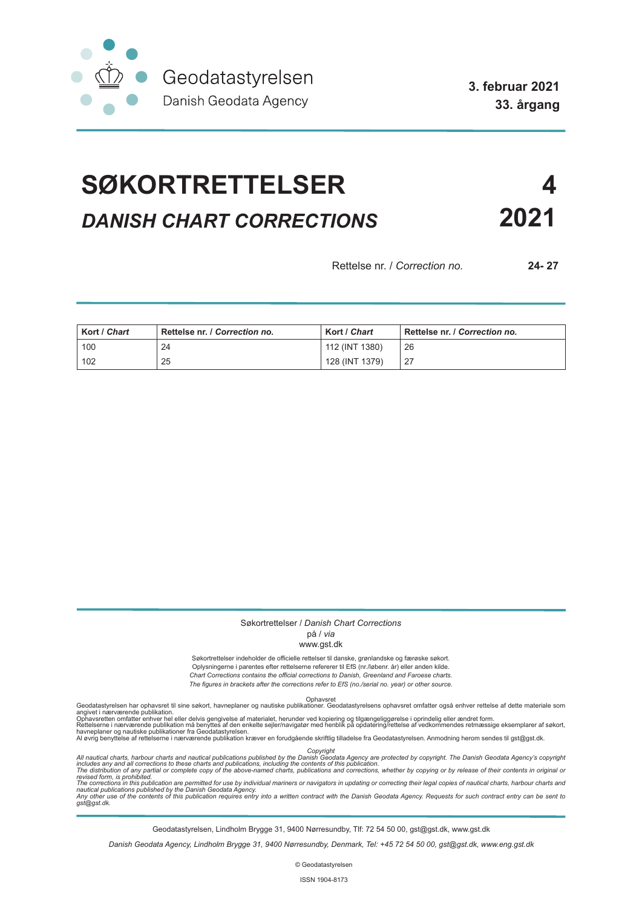Geodatastyrelsen
Danish Geodata Agency

**3. februar 2021**
**33. årgang**

# SØKORTRETTELSER 4
## *DANISH CHART CORRECTIONS* 2021

Rettelse nr. / *Correction no.* **24- 27**

| **Kort** / ***Chart*** | **Rettelse nr.** / ***Correction no.*** | **Kort** / ***Chart*** | **Rettelse nr.** / ***Correction no.*** |
|---|---|---|---|
| 100 | 24 | 112 (INT 1380) | 26 |
| 102 | 25 | 128 (INT 1379) | 27 |

Søkortrettelser / *Danish Chart Corrections*
på / *via*
www.gst.dk

Søkortrettelser indeholder de officielle rettelser til danske, grønlandske og færøske søkort.
Oplysningerne i parentes efter rettelserne refererer til EfS (nr./løbenr. år) eller anden kilde.
*Chart Corrections contains the official corrections to Danish, Greenland and Faroese charts.*
*The figures in brackets after the corrections refer to EfS (no./serial no. year) or other source.*

Ophavsret
Geodatastyrelsen har ophavsret til sine søkort, havneplaner og nautiske publikationer. Geodatastyrelsens ophavsret omfatter også enhver rettelse af dette materiale som angivet i nærværende publikation.
Ophavsretten omfatter enhver hel eller delvis gengivelse af materialet, herunder ved kopiering og tilgængeliggørelse i oprindelig eller ændret form.
Rettelserne i nærværende publikation må benyttes af den enkelte sejler/navigatør med henblik på opdatering/rettelse af vedkommendes retmæssige eksemplarer af søkort, havneplaner og nautiske publikationer fra Geodatastyrelsen.
Al øvrig benyttelse af rettelserne i nærværende publikation kræver en forudgående skriftlig tilladelse fra Geodatastyrelsen. Anmodning herom sendes til gst@gst.dk.

*Copyright*
*All nautical charts, harbour charts and nautical publications published by the Danish Geodata Agency are protected by copyright. The Danish Geodata Agency's copyright includes any and all corrections to these charts and publications, including the contents of this publication.*
*The distribution of any partial or complete copy of the above-named charts, publications and corrections, whether by copying or by release of their contents in original or revised form, is prohibited.*
*The corrections in this publication are permitted for use by individual mariners or navigators in updating or correcting their legal copies of nautical charts, harbour charts and nautical publications published by the Danish Geodata Agency.*
*Any other use of the contents of this publication requires entry into a written contract with the Danish Geodata Agency. Requests for such contract entry can be sent to gst@gst.dk.*

Geodatastyrelsen, Lindholm Brygge 31, 9400 Nørresundby, Tlf: 72 54 50 00, gst@gst.dk, www.gst.dk

*Danish Geodata Agency, Lindholm Brygge 31, 9400 Nørresundby, Denmark, Tel: +45 72 54 50 00, gst@gst.dk, www.eng.gst.dk*

© Geodatastyrelsen

ISSN 1904-8173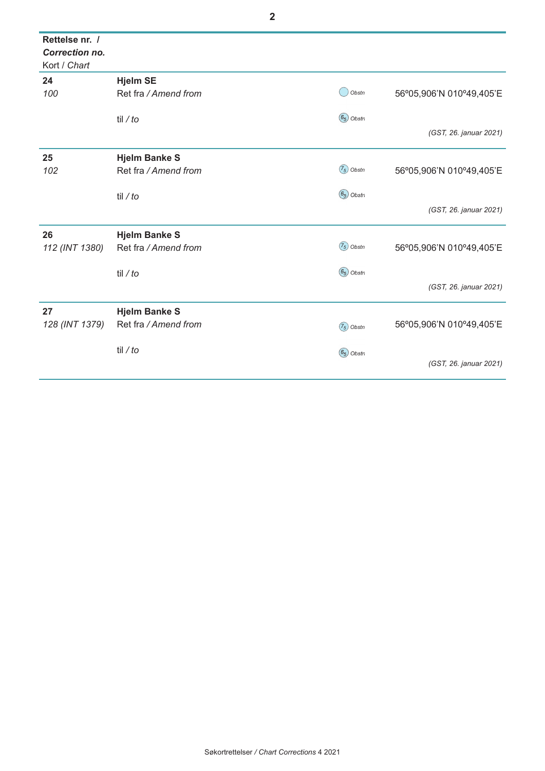| Rettelse nr. / ***Correction no.*** Kort / *Chart* | | | |
|---|---|---|---|
| **24** | **Hjelm SE** | | |
| *100* | Ret fra / *Amend from* | Obstn | 56º05,906'N 010º49,405'E |
| | til / *to* | $6_5$ Obstn | |
| | | | *(GST, 26. januar 2021)* |
| **25** | **Hjelm Banke S** | | |
| *102* | Ret fra / *Amend from* | $7_5$ Obstn | 56º05,906'N 010º49,405'E |
| | til / *to* | $6_5$ Obstn | |
| | | | *(GST, 26. januar 2021)* |
| **26** | **Hjelm Banke S** | | |
| *112 (INT 1380)* | Ret fra / *Amend from* | $7_5$ Obstn | 56º05,906'N 010º49,405'E |
| | til / *to* | $6_5$ Obstn | |
| | | | *(GST, 26. januar 2021)* |
| **27** | **Hjelm Banke S** | | |
| *128 (INT 1379)* | Ret fra / *Amend from* | $7_5$ Obstn | 56º05,906'N 010º49,405'E |
| | til / *to* | $6_5$ Obstn | |
| | | | *(GST, 26. januar 2021)* |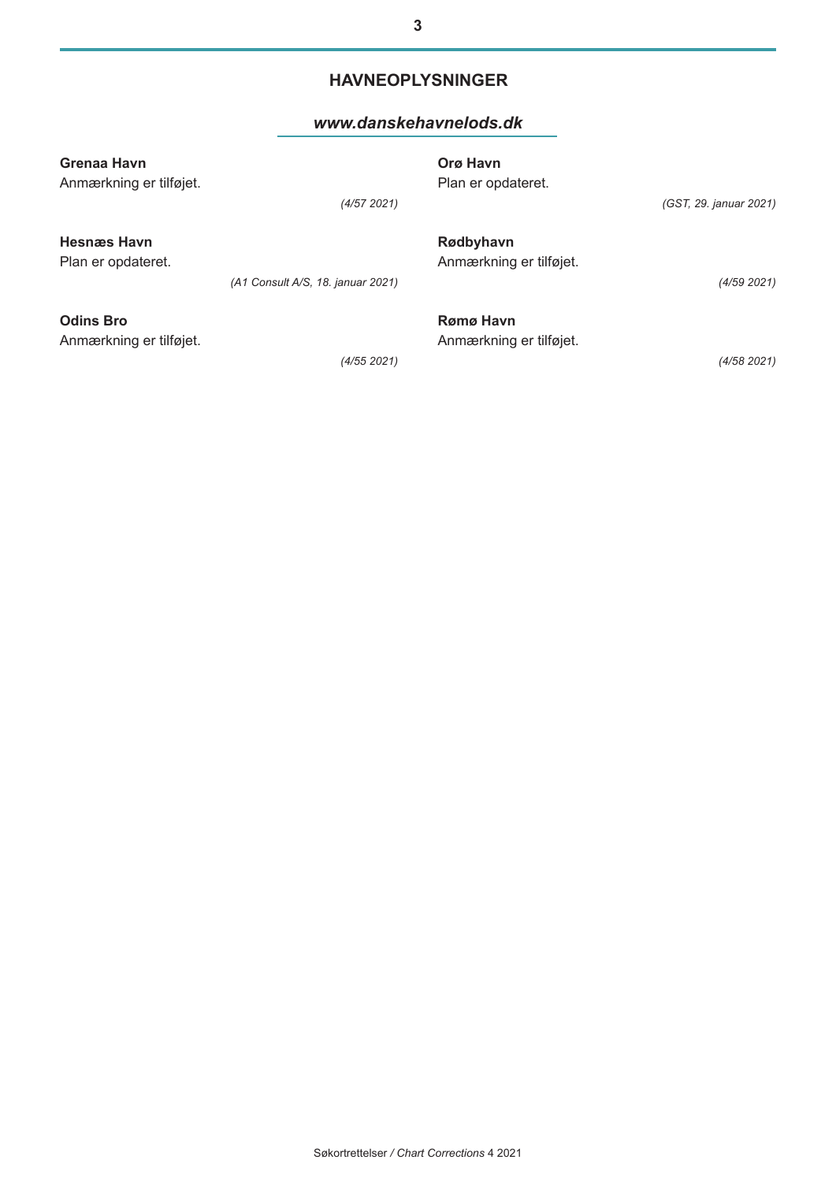## HAVNEOPLYSNINGER

### *www.danskehavnelods.dk*

**Grenaa Havn**
Anmærkning er tilføjet.

*(4/57 2021)*

**Hesnæs Havn**
Plan er opdateret.

*(A1 Consult A/S, 18. januar 2021)*

**Odins Bro**
Anmærkning er tilføjet.

*(4/55 2021)*

**Orø Havn**
Plan er opdateret.

*(GST, 29. januar 2021)*

**Rødbyhavn**
Anmærkning er tilføjet.

*(4/59 2021)*

**Rømø Havn**
Anmærkning er tilføjet.

*(4/58 2021)*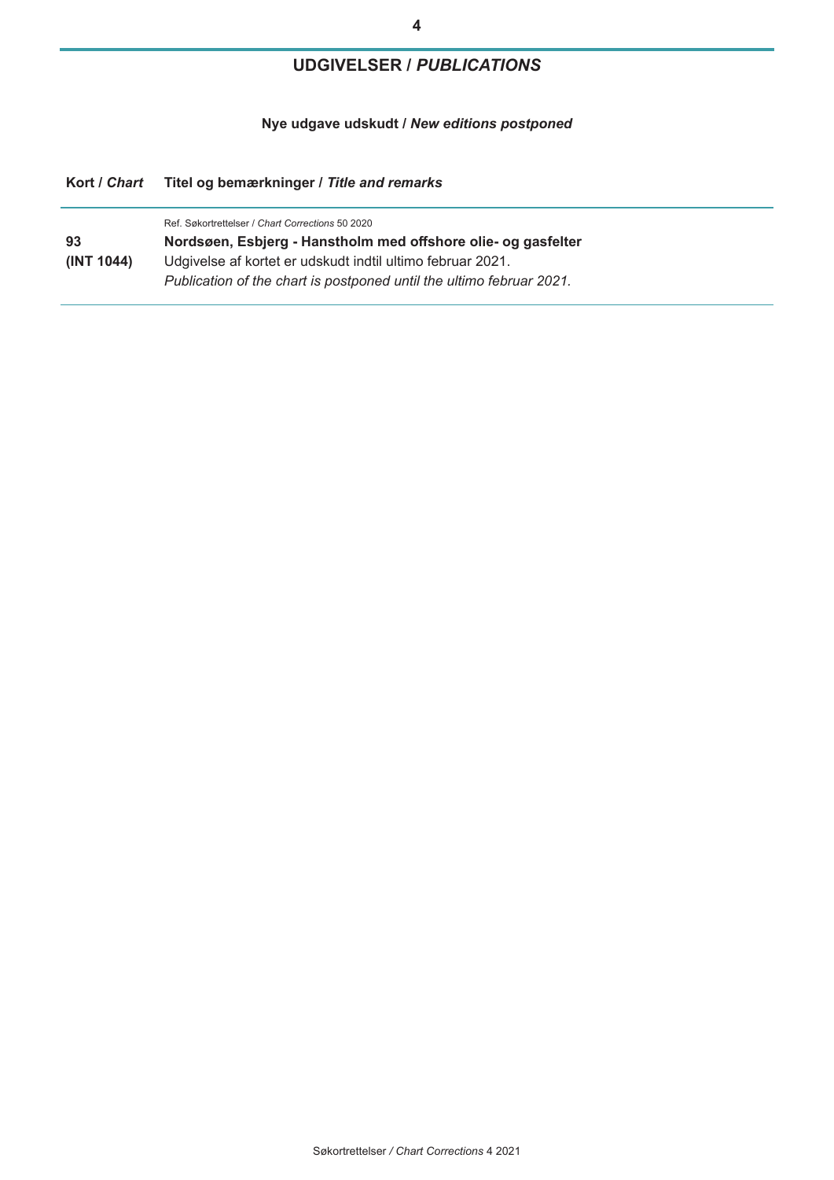# UDGIVELSER / *PUBLICATIONS*

### Nye udgave udskudt / *New editions postponed*

| Kort / *Chart* | Titel og bemærkninger / *Title and remarks* |
|---|---|
| 93 (INT 1044) | Ref. Søkortrettelser / *Chart Corrections* 50 2020<br>**Nordsøen, Esbjerg - Hanstholm med offshore olie- og gasfelter**<br>Udgivelse af kortet er udskudt indtil ultimo februar 2021.<br>*Publication of the chart is postponed until the ultimo februar 2021.* |